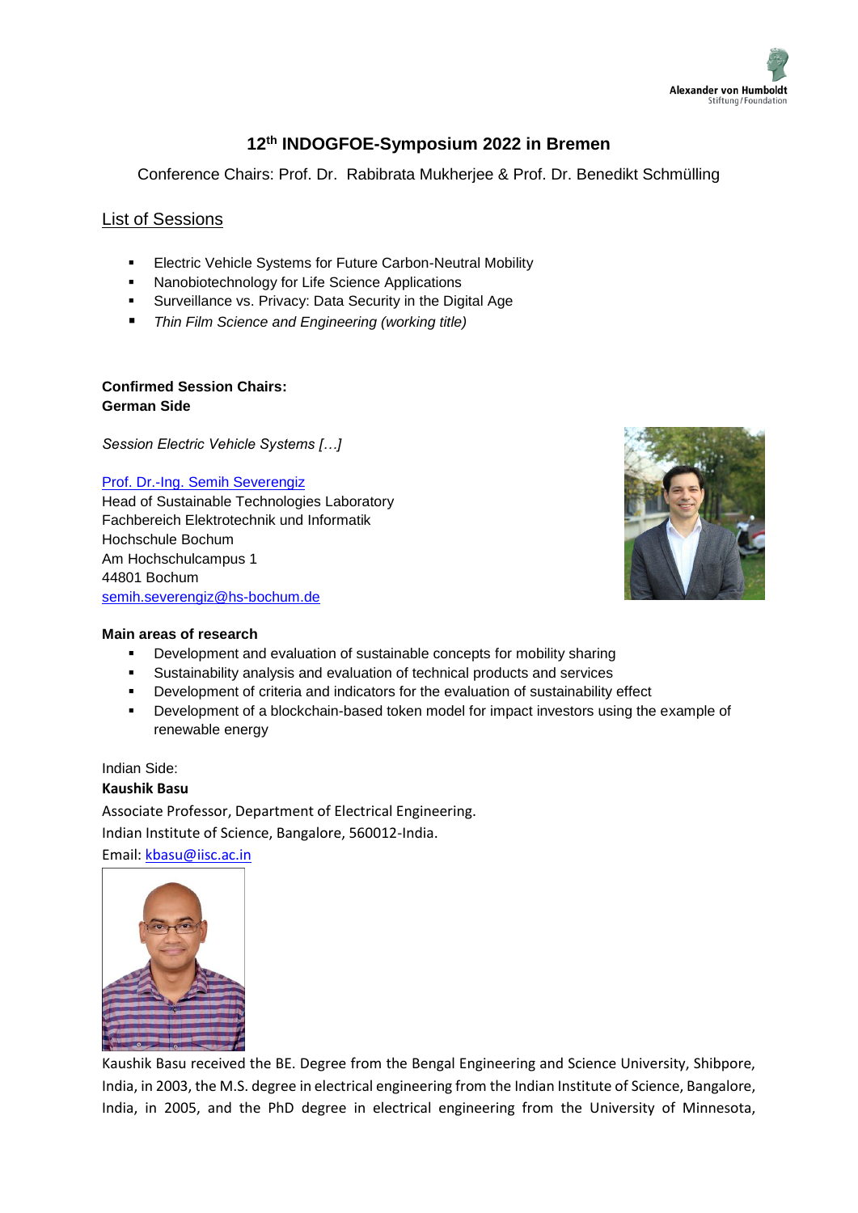# 12th INDOGFOE-Symposium 2022 in Bremen

Conference Chairs: Prof. Dr. Rabibrata Mukherjee & Prof. Dr. Benedikt Schmülling

## List of Sessions

- Electric Vehicle Systems for Future Carbon-Neutral Mobility
- Nanobiotechnology for Life Science Applications
- Surveillance vs. Privacy: Data Security in the Digital Age
- *Thin Film Science and Engineering (working title)*

**Confirmed Session Chairs:**
**German Side**

*Session Electric Vehicle Systems […]*

[Prof. Dr.-Ing. Semih Severengiz](#)
Head of Sustainable Technologies Laboratory
Fachbereich Elektrotechnik und Informatik
Hochschule Bochum
Am Hochschulcampus 1
44801 Bochum
semih.severengiz@hs-bochum.de

**Main areas of research**

- Development and evaluation of sustainable concepts for mobility sharing
- Sustainability analysis and evaluation of technical products and services
- Development of criteria and indicators for the evaluation of sustainability effect
- Development of a blockchain-based token model for impact investors using the example of renewable energy

Indian Side:
**Kaushik Basu**
Associate Professor, Department of Electrical Engineering.
Indian Institute of Science, Bangalore, 560012-India.
Email: kbasu@iisc.ac.in

Kaushik Basu received the BE. Degree from the Bengal Engineering and Science University, Shibpore, India, in 2003, the M.S. degree in electrical engineering from the Indian Institute of Science, Bangalore, India, in 2005, and the PhD degree in electrical engineering from the University of Minnesota,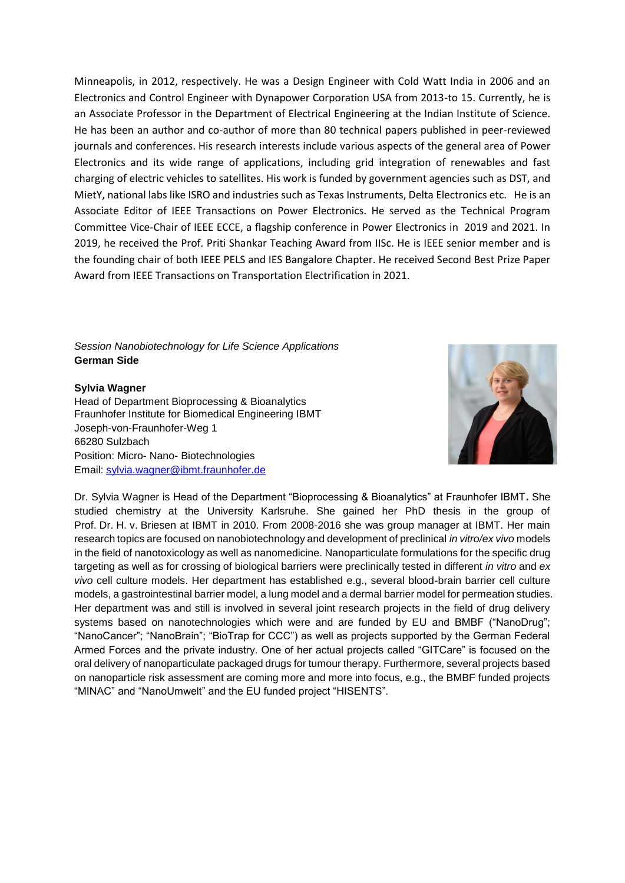Minneapolis, in 2012, respectively. He was a Design Engineer with Cold Watt India in 2006 and an Electronics and Control Engineer with Dynapower Corporation USA from 2013-to 15. Currently, he is an Associate Professor in the Department of Electrical Engineering at the Indian Institute of Science. He has been an author and co-author of more than 80 technical papers published in peer-reviewed journals and conferences. His research interests include various aspects of the general area of Power Electronics and its wide range of applications, including grid integration of renewables and fast charging of electric vehicles to satellites. His work is funded by government agencies such as DST, and MietY, national labs like ISRO and industries such as Texas Instruments, Delta Electronics etc. He is an Associate Editor of IEEE Transactions on Power Electronics. He served as the Technical Program Committee Vice-Chair of IEEE ECCE, a flagship conference in Power Electronics in 2019 and 2021. In 2019, he received the Prof. Priti Shankar Teaching Award from IISc. He is IEEE senior member and is the founding chair of both IEEE PELS and IES Bangalore Chapter. He received Second Best Prize Paper Award from IEEE Transactions on Transportation Electrification in 2021.

*Session Nanobiotechnology for Life Science Applications*
**German Side**

**Sylvia Wagner**
Head of Department Bioprocessing & Bioanalytics
Fraunhofer Institute for Biomedical Engineering IBMT
Joseph-von-Fraunhofer-Weg 1
66280 Sulzbach
Position: Micro- Nano- Biotechnologies
Email: sylvia.wagner@ibmt.fraunhofer.de

Dr. Sylvia Wagner is Head of the Department "Bioprocessing & Bioanalytics" at Fraunhofer IBMT. She studied chemistry at the University Karlsruhe. She gained her PhD thesis in the group of Prof. Dr. H. v. Briesen at IBMT in 2010. From 2008-2016 she was group manager at IBMT. Her main research topics are focused on nanobiotechnology and development of preclinical *in vitro/ex vivo* models in the field of nanotoxicology as well as nanomedicine. Nanoparticulate formulations for the specific drug targeting as well as for crossing of biological barriers were preclinically tested in different *in vitro* and *ex vivo* cell culture models. Her department has established e.g., several blood-brain barrier cell culture models, a gastrointestinal barrier model, a lung model and a dermal barrier model for permeation studies. Her department was and still is involved in several joint research projects in the field of drug delivery systems based on nanotechnologies which were and are funded by EU and BMBF ("NanoDrug"; "NanoCancer"; "NanoBrain"; "BioTrap for CCC") as well as projects supported by the German Federal Armed Forces and the private industry. One of her actual projects called "GITCare" is focused on the oral delivery of nanoparticulate packaged drugs for tumour therapy. Furthermore, several projects based on nanoparticle risk assessment are coming more and more into focus, e.g., the BMBF funded projects "MINAC" and "NanoUmwelt" and the EU funded project "HISENTS".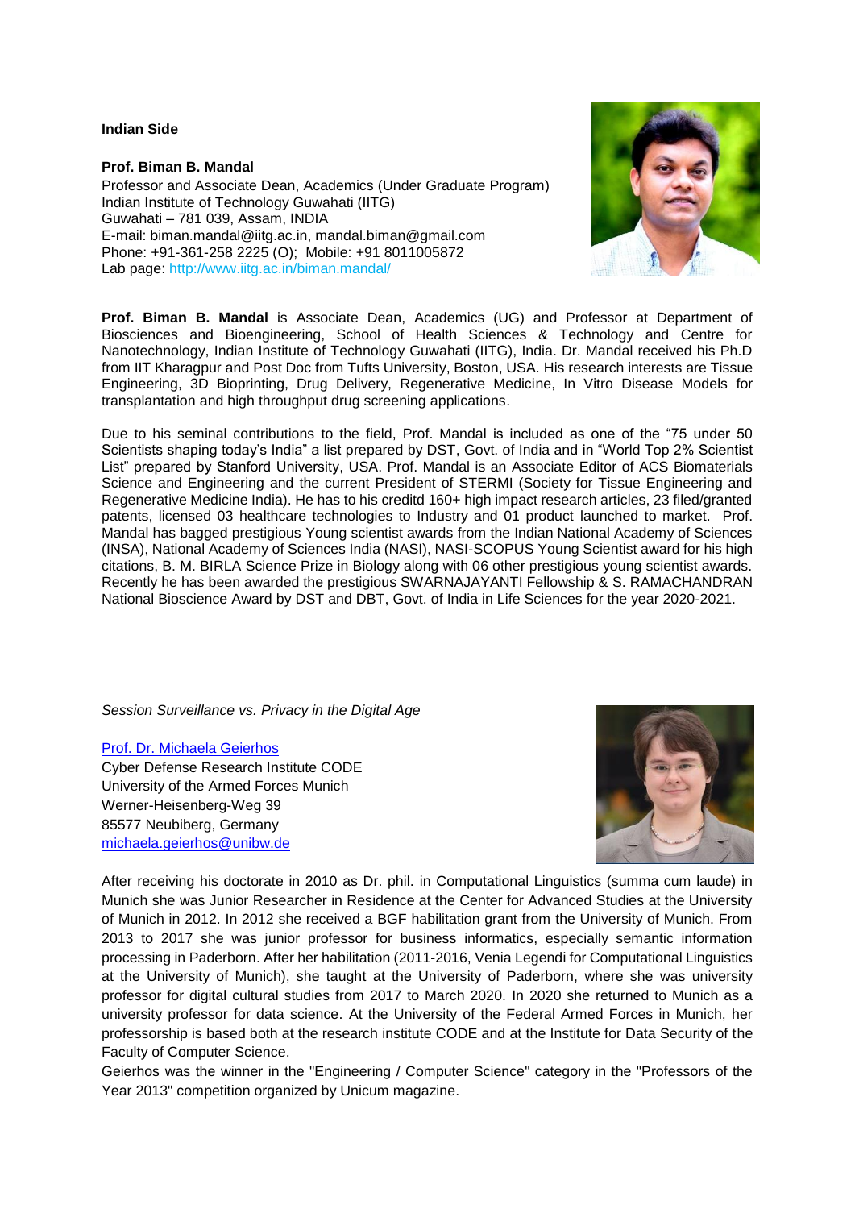**Indian Side**

**Prof. Biman B. Mandal**
Professor and Associate Dean, Academics (Under Graduate Program)
Indian Institute of Technology Guwahati (IITG)
Guwahati – 781 039, Assam, INDIA
E-mail: biman.mandal@iitg.ac.in, mandal.biman@gmail.com
Phone: +91-361-258 2225 (O); Mobile: +91 8011005872
Lab page: http://www.iitg.ac.in/biman.mandal/

**Prof. Biman B. Mandal** is Associate Dean, Academics (UG) and Professor at Department of Biosciences and Bioengineering, School of Health Sciences & Technology and Centre for Nanotechnology, Indian Institute of Technology Guwahati (IITG), India. Dr. Mandal received his Ph.D from IIT Kharagpur and Post Doc from Tufts University, Boston, USA. His research interests are Tissue Engineering, 3D Bioprinting, Drug Delivery, Regenerative Medicine, In Vitro Disease Models for transplantation and high throughput drug screening applications.

Due to his seminal contributions to the field, Prof. Mandal is included as one of the "75 under 50 Scientists shaping today's India" a list prepared by DST, Govt. of India and in "World Top 2% Scientist List" prepared by Stanford University, USA. Prof. Mandal is an Associate Editor of ACS Biomaterials Science and Engineering and the current President of STERMI (Society for Tissue Engineering and Regenerative Medicine India). He has to his creditd 160+ high impact research articles, 23 filed/granted patents, licensed 03 healthcare technologies to Industry and 01 product launched to market. Prof. Mandal has bagged prestigious Young scientist awards from the Indian National Academy of Sciences (INSA), National Academy of Sciences India (NASI), NASI-SCOPUS Young Scientist award for his high citations, B. M. BIRLA Science Prize in Biology along with 06 other prestigious young scientist awards. Recently he has been awarded the prestigious SWARNAJAYANTI Fellowship & S. RAMACHANDRAN National Bioscience Award by DST and DBT, Govt. of India in Life Sciences for the year 2020-2021.

*Session Surveillance vs. Privacy in the Digital Age*

Prof. Dr. Michaela Geierhos
Cyber Defense Research Institute CODE
University of the Armed Forces Munich
Werner-Heisenberg-Weg 39
85577 Neubiberg, Germany
michaela.geierhos@unibw.de

After receiving his doctorate in 2010 as Dr. phil. in Computational Linguistics (summa cum laude) in Munich she was Junior Researcher in Residence at the Center for Advanced Studies at the University of Munich in 2012. In 2012 she received a BGF habilitation grant from the University of Munich. From 2013 to 2017 she was junior professor for business informatics, especially semantic information processing in Paderborn. After her habilitation (2011-2016, Venia Legendi for Computational Linguistics at the University of Munich), she taught at the University of Paderborn, where she was university professor for digital cultural studies from 2017 to March 2020. In 2020 she returned to Munich as a university professor for data science. At the University of the Federal Armed Forces in Munich, her professorship is based both at the research institute CODE and at the Institute for Data Security of the Faculty of Computer Science.
Geierhos was the winner in the "Engineering / Computer Science" category in the "Professors of the Year 2013" competition organized by Unicum magazine.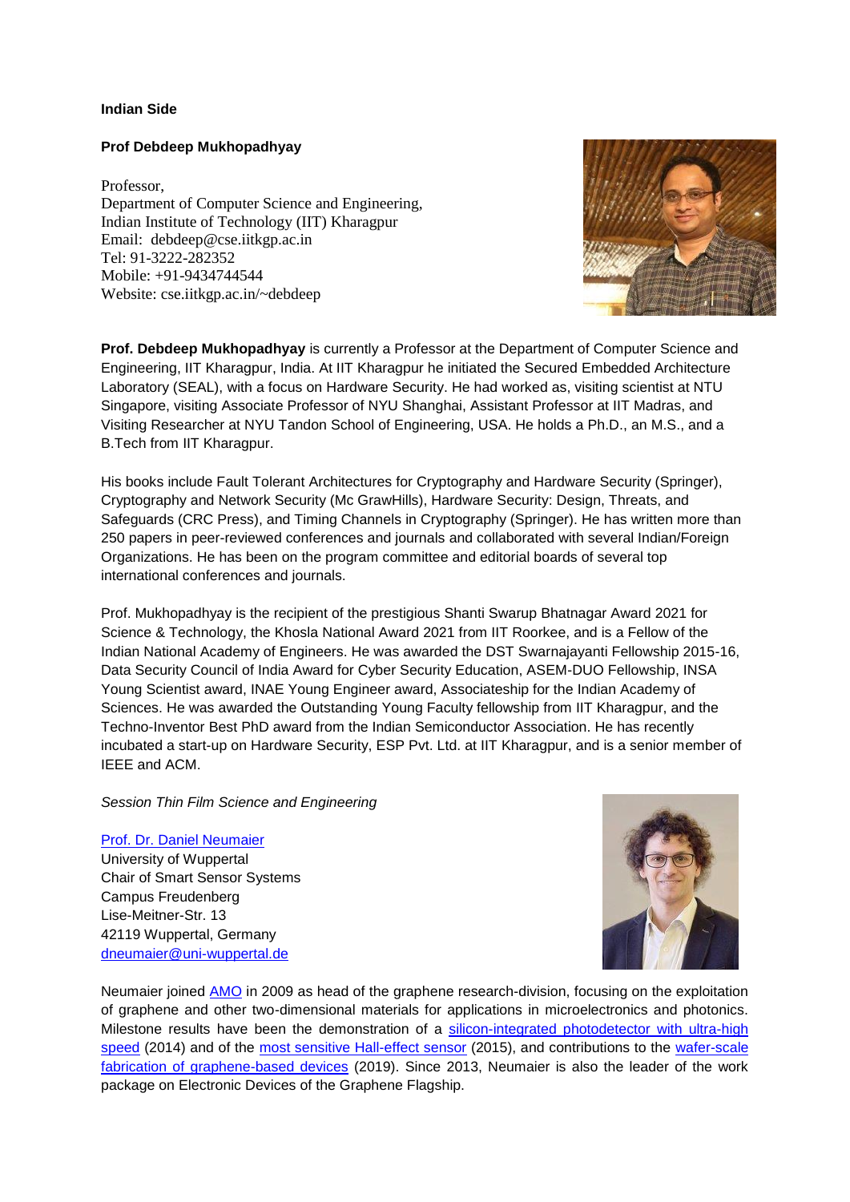**Indian Side**

**Prof Debdeep Mukhopadhyay**

Professor,
Department of Computer Science and Engineering,
Indian Institute of Technology (IIT) Kharagpur
Email: debdeep@cse.iitkgp.ac.in
Tel: 91-3222-282352
Mobile: +91-9434744544
Website: cse.iitkgp.ac.in/~debdeep

**Prof. Debdeep Mukhopadhyay** is currently a Professor at the Department of Computer Science and Engineering, IIT Kharagpur, India. At IIT Kharagpur he initiated the Secured Embedded Architecture Laboratory (SEAL), with a focus on Hardware Security. He had worked as, visiting scientist at NTU Singapore, visiting Associate Professor of NYU Shanghai, Assistant Professor at IIT Madras, and Visiting Researcher at NYU Tandon School of Engineering, USA. He holds a Ph.D., an M.S., and a B.Tech from IIT Kharagpur.

His books include Fault Tolerant Architectures for Cryptography and Hardware Security (Springer), Cryptography and Network Security (Mc GrawHills), Hardware Security: Design, Threats, and Safeguards (CRC Press), and Timing Channels in Cryptography (Springer). He has written more than 250 papers in peer-reviewed conferences and journals and collaborated with several Indian/Foreign Organizations. He has been on the program committee and editorial boards of several top international conferences and journals.

Prof. Mukhopadhyay is the recipient of the prestigious Shanti Swarup Bhatnagar Award 2021 for Science & Technology, the Khosla National Award 2021 from IIT Roorkee, and is a Fellow of the Indian National Academy of Engineers. He was awarded the DST Swarnajayanti Fellowship 2015-16, Data Security Council of India Award for Cyber Security Education, ASEM-DUO Fellowship, INSA Young Scientist award, INAE Young Engineer award, Associateship for the Indian Academy of Sciences. He was awarded the Outstanding Young Faculty fellowship from IIT Kharagpur, and the Techno-Inventor Best PhD award from the Indian Semiconductor Association. He has recently incubated a start-up on Hardware Security, ESP Pvt. Ltd. at IIT Kharagpur, and is a senior member of IEEE and ACM.

*Session Thin Film Science and Engineering*

Prof. Dr. Daniel Neumaier
University of Wuppertal
Chair of Smart Sensor Systems
Campus Freudenberg
Lise-Meitner-Str. 13
42119 Wuppertal, Germany
dneumaier@uni-wuppertal.de

Neumaier joined AMO in 2009 as head of the graphene research-division, focusing on the exploitation of graphene and other two-dimensional materials for applications in microelectronics and photonics. Milestone results have been the demonstration of a silicon-integrated photodetector with ultra-high speed (2014) and of the most sensitive Hall-effect sensor (2015), and contributions to the wafer-scale fabrication of graphene-based devices (2019). Since 2013, Neumaier is also the leader of the work package on Electronic Devices of the Graphene Flagship.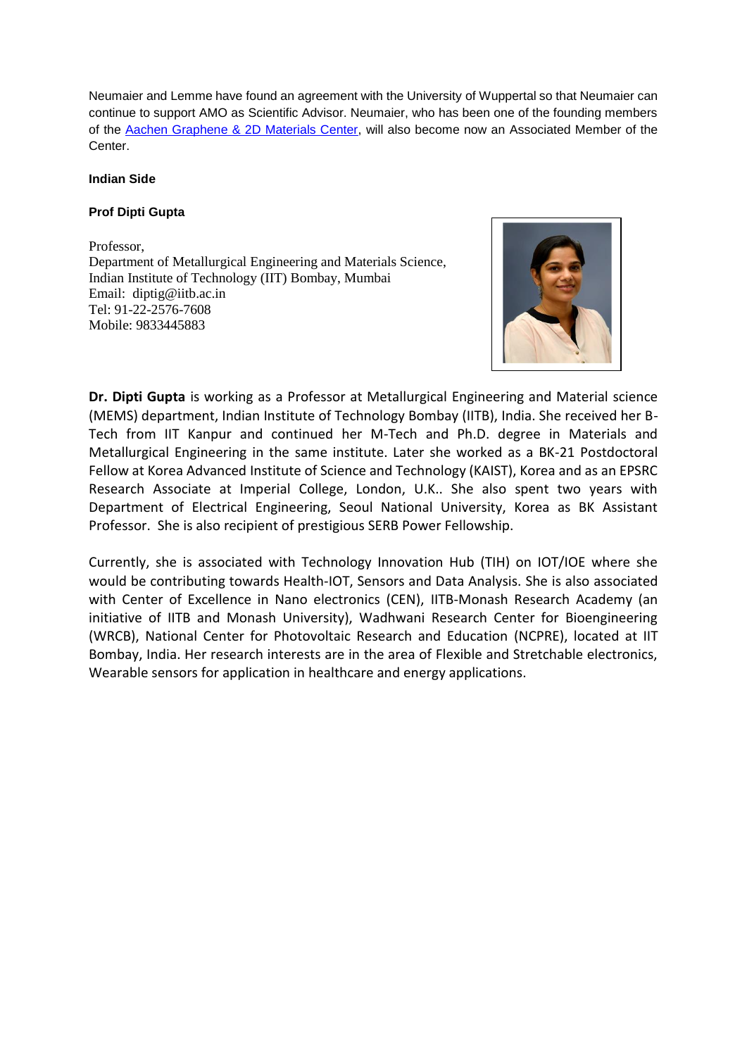Neumaier and Lemme have found an agreement with the University of Wuppertal so that Neumaier can continue to support AMO as Scientific Advisor. Neumaier, who has been one of the founding members of the [Aachen Graphene & 2D Materials Center](), will also become now an Associated Member of the Center.

**Indian Side**

**Prof Dipti Gupta**

Professor,
Department of Metallurgical Engineering and Materials Science,
Indian Institute of Technology (IIT) Bombay, Mumbai
Email: diptig@iitb.ac.in
Tel: 91-22-2576-7608
Mobile: 9833445883

**Dr. Dipti Gupta** is working as a Professor at Metallurgical Engineering and Material science (MEMS) department, Indian Institute of Technology Bombay (IITB), India. She received her B-Tech from IIT Kanpur and continued her M-Tech and Ph.D. degree in Materials and Metallurgical Engineering in the same institute. Later she worked as a BK-21 Postdoctoral Fellow at Korea Advanced Institute of Science and Technology (KAIST), Korea and as an EPSRC Research Associate at Imperial College, London, U.K.. She also spent two years with Department of Electrical Engineering, Seoul National University, Korea as BK Assistant Professor. She is also recipient of prestigious SERB Power Fellowship.

Currently, she is associated with Technology Innovation Hub (TIH) on IOT/IOE where she would be contributing towards Health-IOT, Sensors and Data Analysis. She is also associated with Center of Excellence in Nano electronics (CEN), IITB-Monash Research Academy (an initiative of IITB and Monash University), Wadhwani Research Center for Bioengineering (WRCB), National Center for Photovoltaic Research and Education (NCPRE), located at IIT Bombay, India. Her research interests are in the area of Flexible and Stretchable electronics, Wearable sensors for application in healthcare and energy applications.